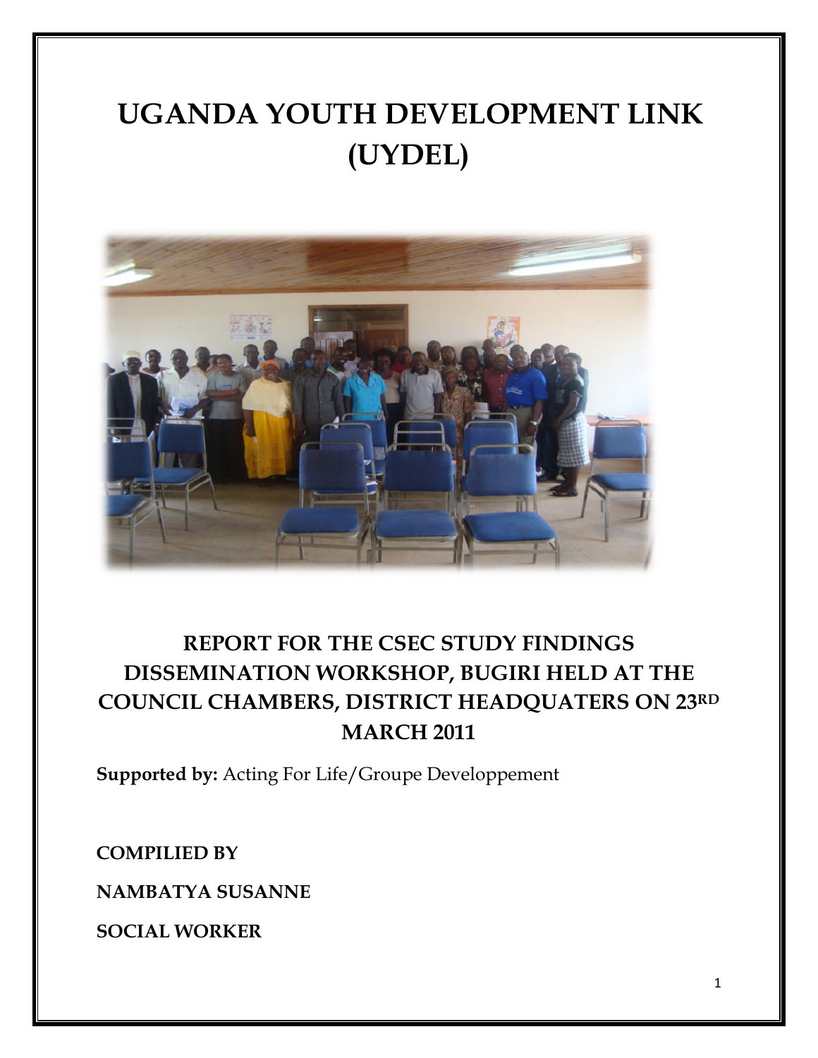# UGANDA YOUTH DEVELOPMENT LINK (UYDEL)

## REPORT FOR THE CSEC STUDY FINDINGS DISSEMINATION WORKSHOP, BUGIRI HELD AT THE COUNCIL CHAMBERS, DISTRICT HEADQUATERS ON 23RD MARCH 2011

**Supported by:** Acting For Life/Groupe Developpement

**COMPILIED BY**

**NAMBATYA SUSANNE**

**SOCIAL WORKER**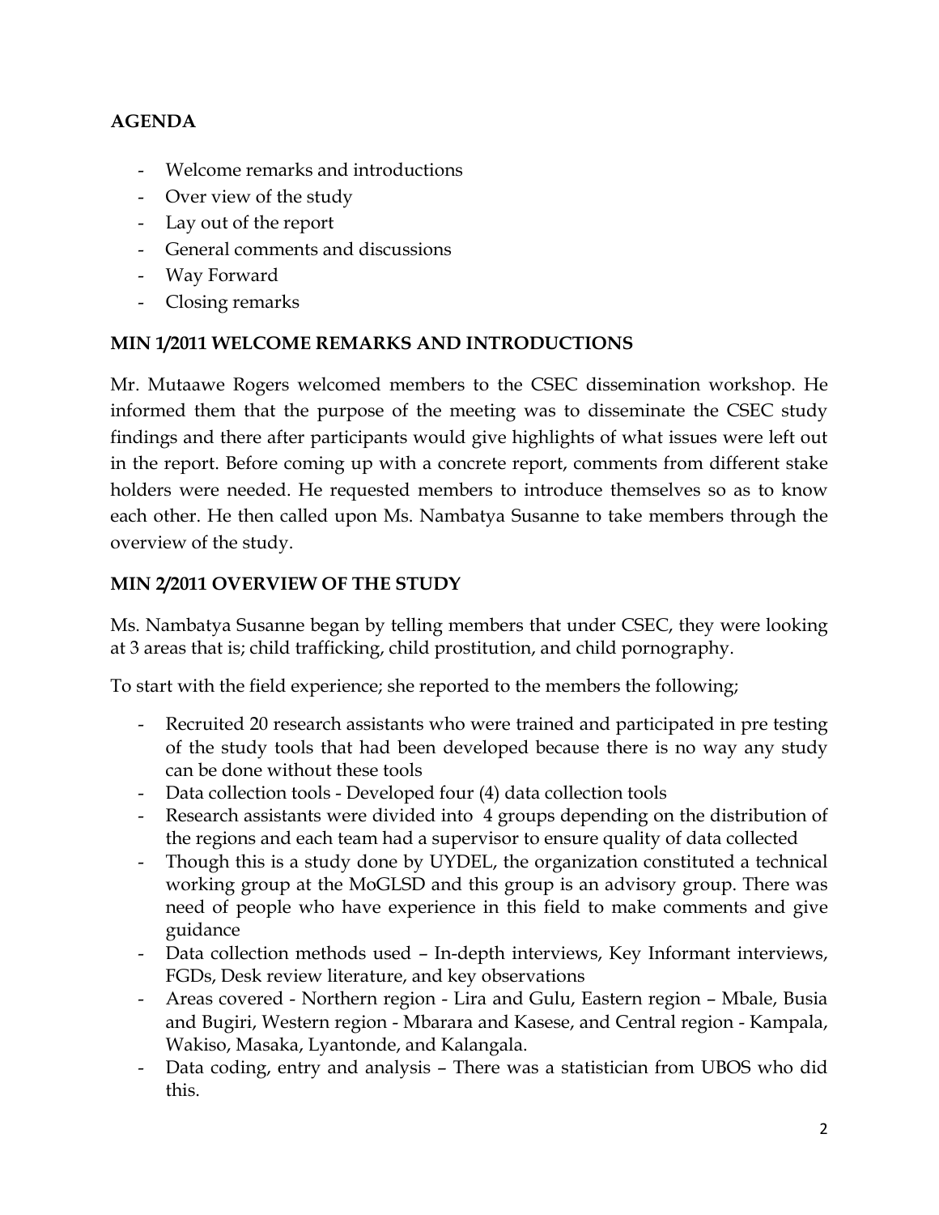**AGENDA**

- Welcome remarks and introductions
- Over view of the study
- Lay out of the report
- General comments and discussions
- Way Forward
- Closing remarks

**MIN 1/2011 WELCOME REMARKS AND INTRODUCTIONS**

Mr. Mutaawe Rogers welcomed members to the CSEC dissemination workshop. He informed them that the purpose of the meeting was to disseminate the CSEC study findings and there after participants would give highlights of what issues were left out in the report. Before coming up with a concrete report, comments from different stake holders were needed. He requested members to introduce themselves so as to know each other. He then called upon Ms. Nambatya Susanne to take members through the overview of the study.

**MIN 2/2011 OVERVIEW OF THE STUDY**

Ms. Nambatya Susanne began by telling members that under CSEC, they were looking at 3 areas that is; child trafficking, child prostitution, and child pornography.

To start with the field experience; she reported to the members the following;

- Recruited 20 research assistants who were trained and participated in pre testing of the study tools that had been developed because there is no way any study can be done without these tools
- Data collection tools - Developed four (4) data collection tools
- Research assistants were divided into 4 groups depending on the distribution of the regions and each team had a supervisor to ensure quality of data collected
- Though this is a study done by UYDEL, the organization constituted a technical working group at the MoGLSD and this group is an advisory group. There was need of people who have experience in this field to make comments and give guidance
- Data collection methods used – In-depth interviews, Key Informant interviews, FGDs, Desk review literature, and key observations
- Areas covered - Northern region - Lira and Gulu, Eastern region – Mbale, Busia and Bugiri, Western region - Mbarara and Kasese, and Central region - Kampala, Wakiso, Masaka, Lyantonde, and Kalangala.
- Data coding, entry and analysis – There was a statistician from UBOS who did this.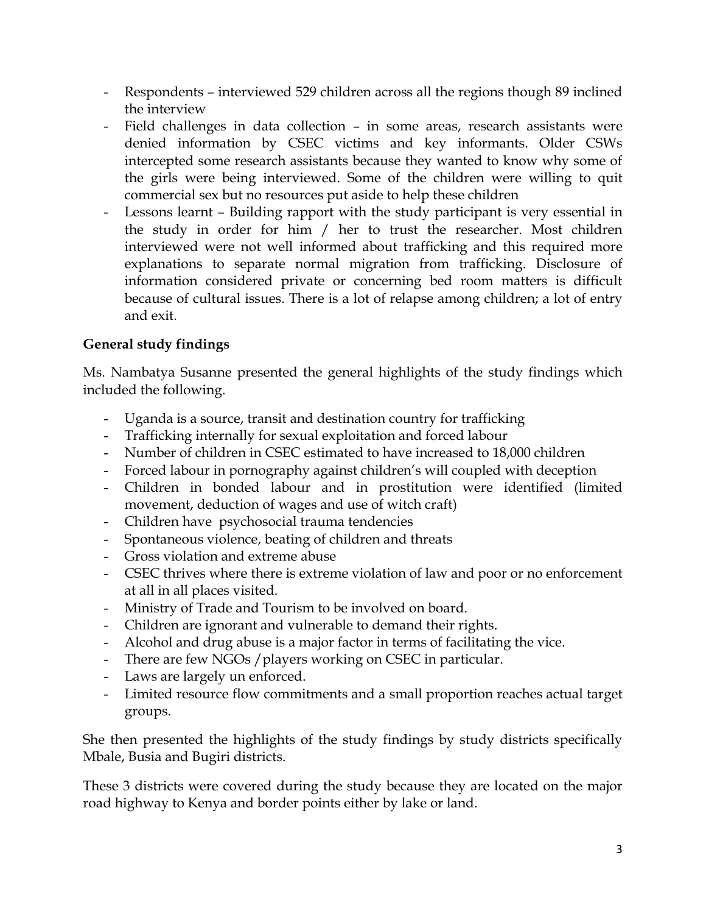- Respondents – interviewed 529 children across all the regions though 89 inclined the interview
- Field challenges in data collection – in some areas, research assistants were denied information by CSEC victims and key informants. Older CSWs intercepted some research assistants because they wanted to know why some of the girls were being interviewed. Some of the children were willing to quit commercial sex but no resources put aside to help these children
- Lessons learnt – Building rapport with the study participant is very essential in the study in order for him / her to trust the researcher. Most children interviewed were not well informed about trafficking and this required more explanations to separate normal migration from trafficking. Disclosure of information considered private or concerning bed room matters is difficult because of cultural issues. There is a lot of relapse among children; a lot of entry and exit.

**General study findings**

Ms. Nambatya Susanne presented the general highlights of the study findings which included the following.

- Uganda is a source, transit and destination country for trafficking
- Trafficking internally for sexual exploitation and forced labour
- Number of children in CSEC estimated to have increased to 18,000 children
- Forced labour in pornography against children's will coupled with deception
- Children in bonded labour and in prostitution were identified (limited movement, deduction of wages and use of witch craft)
- Children have psychosocial trauma tendencies
- Spontaneous violence, beating of children and threats
- Gross violation and extreme abuse
- CSEC thrives where there is extreme violation of law and poor or no enforcement at all in all places visited.
- Ministry of Trade and Tourism to be involved on board.
- Children are ignorant and vulnerable to demand their rights.
- Alcohol and drug abuse is a major factor in terms of facilitating the vice.
- There are few NGOs /players working on CSEC in particular.
- Laws are largely un enforced.
- Limited resource flow commitments and a small proportion reaches actual target groups.

She then presented the highlights of the study findings by study districts specifically Mbale, Busia and Bugiri districts.

These 3 districts were covered during the study because they are located on the major road highway to Kenya and border points either by lake or land.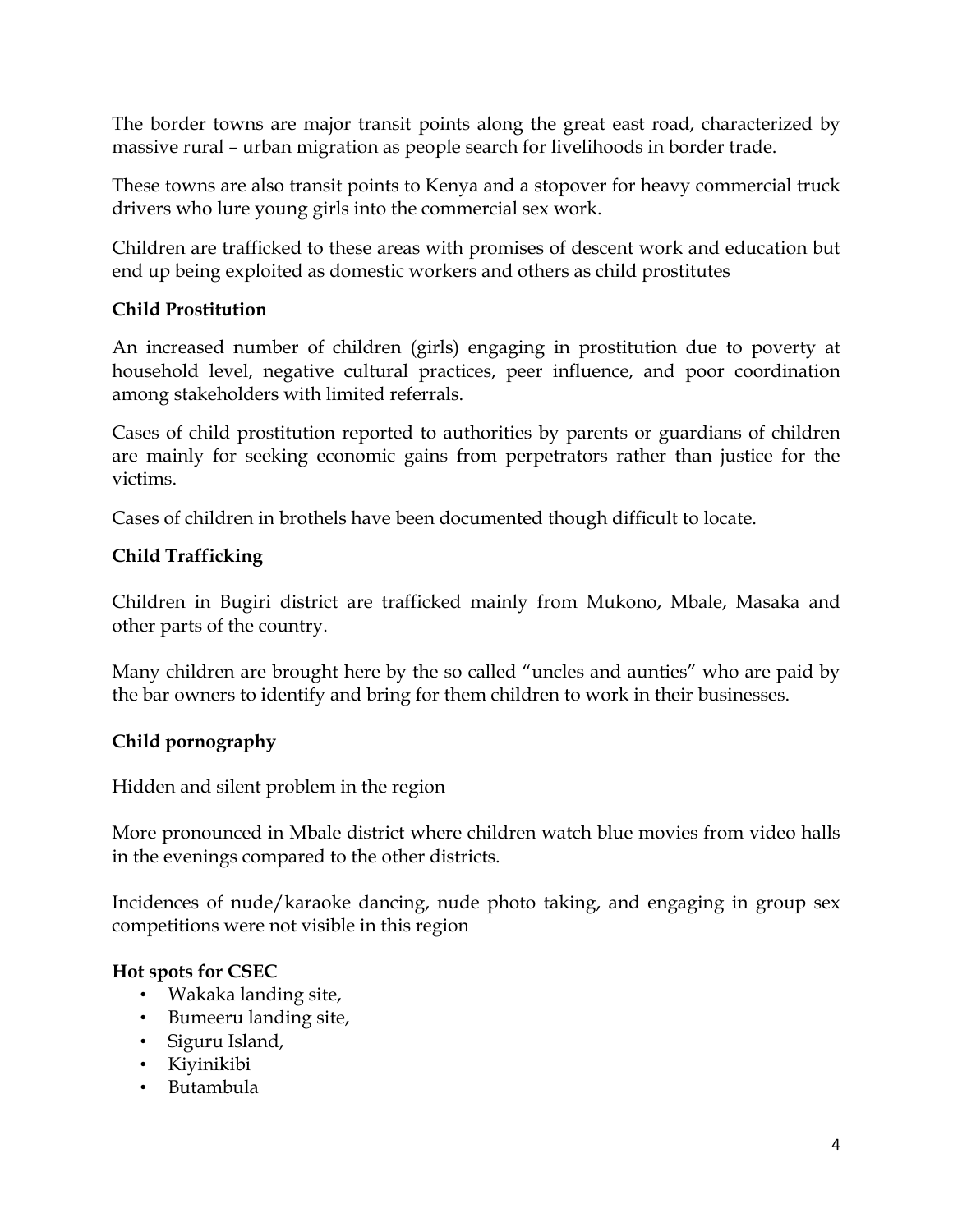The border towns are major transit points along the great east road, characterized by massive rural – urban migration as people search for livelihoods in border trade.

These towns are also transit points to Kenya and a stopover for heavy commercial truck drivers who lure young girls into the commercial sex work.

Children are trafficked to these areas with promises of descent work and education but end up being exploited as domestic workers and others as child prostitutes

**Child Prostitution**

An increased number of children (girls) engaging in prostitution due to poverty at household level, negative cultural practices, peer influence, and poor coordination among stakeholders with limited referrals.

Cases of child prostitution reported to authorities by parents or guardians of children are mainly for seeking economic gains from perpetrators rather than justice for the victims.

Cases of children in brothels have been documented though difficult to locate.

**Child Trafficking**

Children in Bugiri district are trafficked mainly from Mukono, Mbale, Masaka and other parts of the country.

Many children are brought here by the so called "uncles and aunties" who are paid by the bar owners to identify and bring for them children to work in their businesses.

**Child pornography**

Hidden and silent problem in the region

More pronounced in Mbale district where children watch blue movies from video halls in the evenings compared to the other districts.

Incidences of nude/karaoke dancing, nude photo taking, and engaging in group sex competitions were not visible in this region

**Hot spots for CSEC**

- Wakaka landing site,
- Bumeeru landing site,
- Siguru Island,
- Kiyinikibi
- Butambula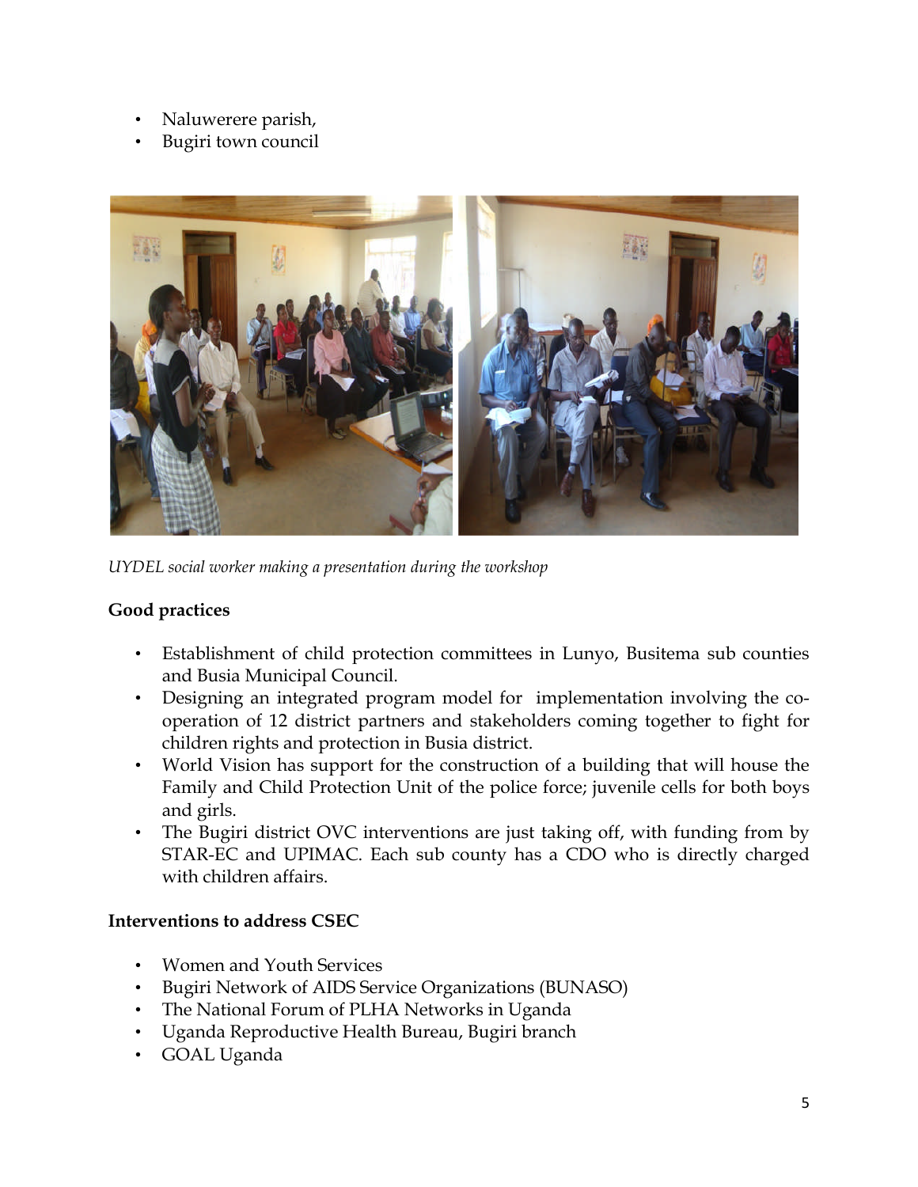- Naluwerere parish,
- Bugiri town council

*UYDEL social worker making a presentation during the workshop*

**Good practices**

- Establishment of child protection committees in Lunyo, Busitema sub counties and Busia Municipal Council.
- Designing an integrated program model for implementation involving the co-operation of 12 district partners and stakeholders coming together to fight for children rights and protection in Busia district.
- World Vision has support for the construction of a building that will house the Family and Child Protection Unit of the police force; juvenile cells for both boys and girls.
- The Bugiri district OVC interventions are just taking off, with funding from by STAR-EC and UPIMAC. Each sub county has a CDO who is directly charged with children affairs.

**Interventions to address CSEC**

- Women and Youth Services
- Bugiri Network of AIDS Service Organizations (BUNASO)
- The National Forum of PLHA Networks in Uganda
- Uganda Reproductive Health Bureau, Bugiri branch
- GOAL Uganda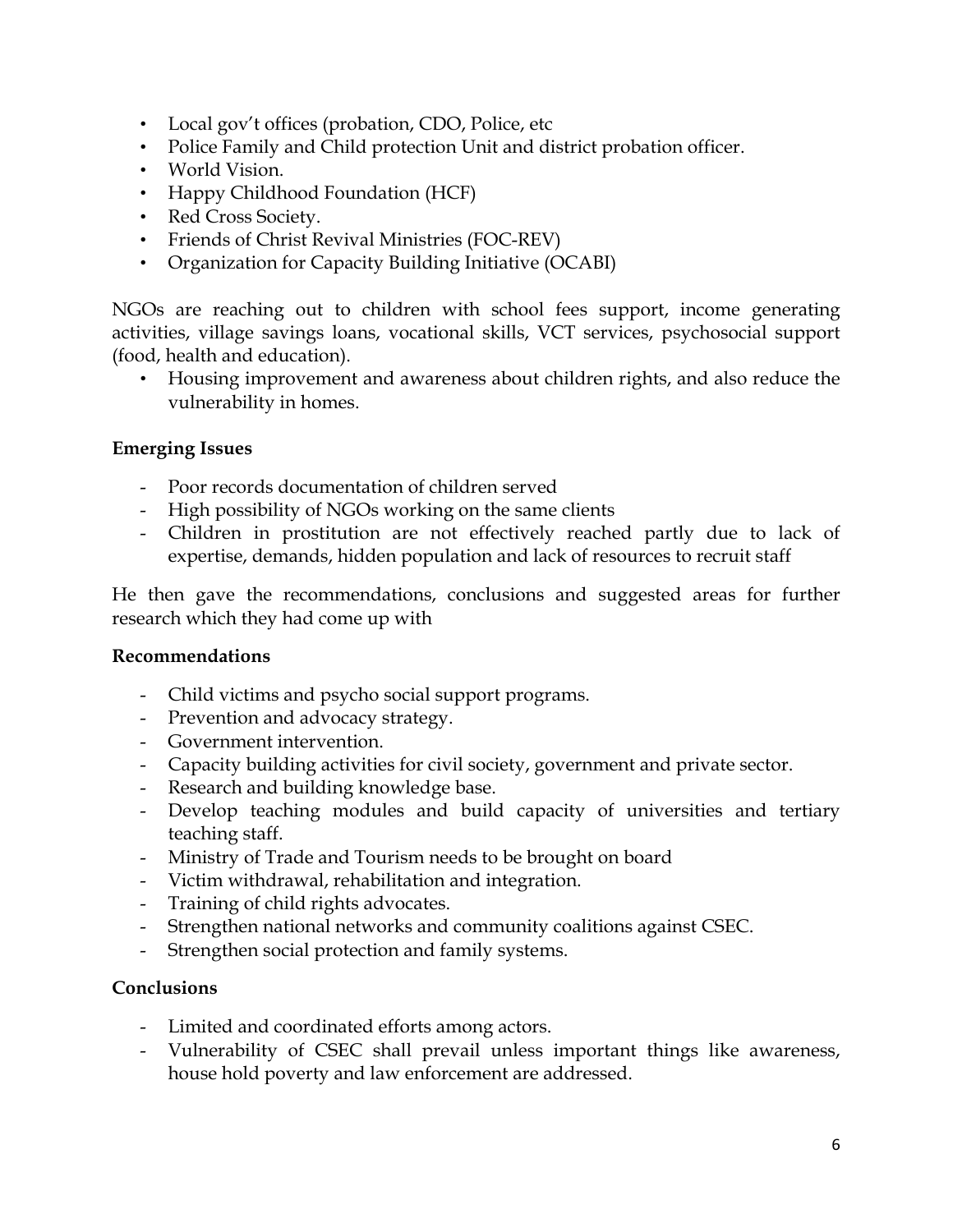- Local gov't offices (probation, CDO, Police, etc
- Police Family and Child protection Unit and district probation officer.
- World Vision.
- Happy Childhood Foundation (HCF)
- Red Cross Society.
- Friends of Christ Revival Ministries (FOC-REV)
- Organization for Capacity Building Initiative (OCABI)

NGOs are reaching out to children with school fees support, income generating activities, village savings loans, vocational skills, VCT services, psychosocial support (food, health and education).

- Housing improvement and awareness about children rights, and also reduce the vulnerability in homes.

**Emerging Issues**

- Poor records documentation of children served
- High possibility of NGOs working on the same clients
- Children in prostitution are not effectively reached partly due to lack of expertise, demands, hidden population and lack of resources to recruit staff

He then gave the recommendations, conclusions and suggested areas for further research which they had come up with

**Recommendations**

- Child victims and psycho social support programs.
- Prevention and advocacy strategy.
- Government intervention.
- Capacity building activities for civil society, government and private sector.
- Research and building knowledge base.
- Develop teaching modules and build capacity of universities and tertiary teaching staff.
- Ministry of Trade and Tourism needs to be brought on board
- Victim withdrawal, rehabilitation and integration.
- Training of child rights advocates.
- Strengthen national networks and community coalitions against CSEC.
- Strengthen social protection and family systems.

**Conclusions**

- Limited and coordinated efforts among actors.
- Vulnerability of CSEC shall prevail unless important things like awareness, house hold poverty and law enforcement are addressed.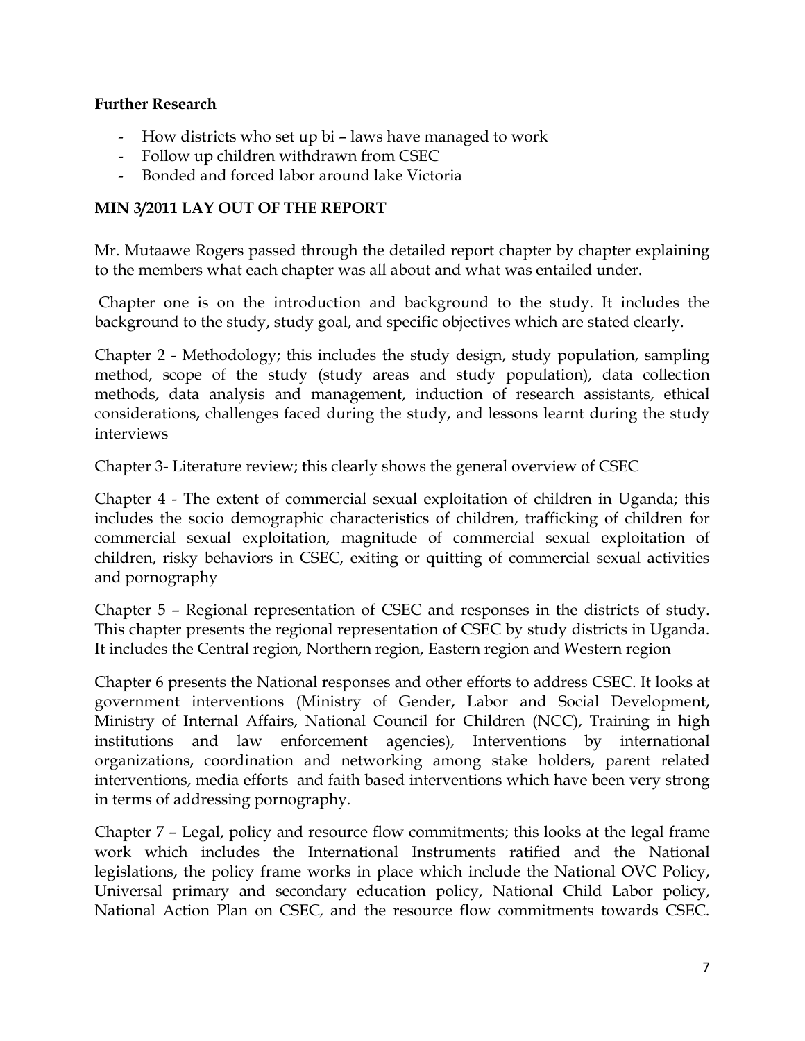**Further Research**

- How districts who set up bi – laws have managed to work
- Follow up children withdrawn from CSEC
- Bonded and forced labor around lake Victoria

**MIN 3/2011 LAY OUT OF THE REPORT**

Mr. Mutaawe Rogers passed through the detailed report chapter by chapter explaining to the members what each chapter was all about and what was entailed under.

Chapter one is on the introduction and background to the study. It includes the background to the study, study goal, and specific objectives which are stated clearly.

Chapter 2 - Methodology; this includes the study design, study population, sampling method, scope of the study (study areas and study population), data collection methods, data analysis and management, induction of research assistants, ethical considerations, challenges faced during the study, and lessons learnt during the study interviews

Chapter 3- Literature review; this clearly shows the general overview of CSEC

Chapter 4 - The extent of commercial sexual exploitation of children in Uganda; this includes the socio demographic characteristics of children, trafficking of children for commercial sexual exploitation, magnitude of commercial sexual exploitation of children, risky behaviors in CSEC, exiting or quitting of commercial sexual activities and pornography

Chapter 5 – Regional representation of CSEC and responses in the districts of study. This chapter presents the regional representation of CSEC by study districts in Uganda. It includes the Central region, Northern region, Eastern region and Western region

Chapter 6 presents the National responses and other efforts to address CSEC. It looks at government interventions (Ministry of Gender, Labor and Social Development, Ministry of Internal Affairs, National Council for Children (NCC), Training in high institutions and law enforcement agencies), Interventions by international organizations, coordination and networking among stake holders, parent related interventions, media efforts and faith based interventions which have been very strong in terms of addressing pornography.

Chapter 7 – Legal, policy and resource flow commitments; this looks at the legal frame work which includes the International Instruments ratified and the National legislations, the policy frame works in place which include the National OVC Policy, Universal primary and secondary education policy, National Child Labor policy, National Action Plan on CSEC, and the resource flow commitments towards CSEC.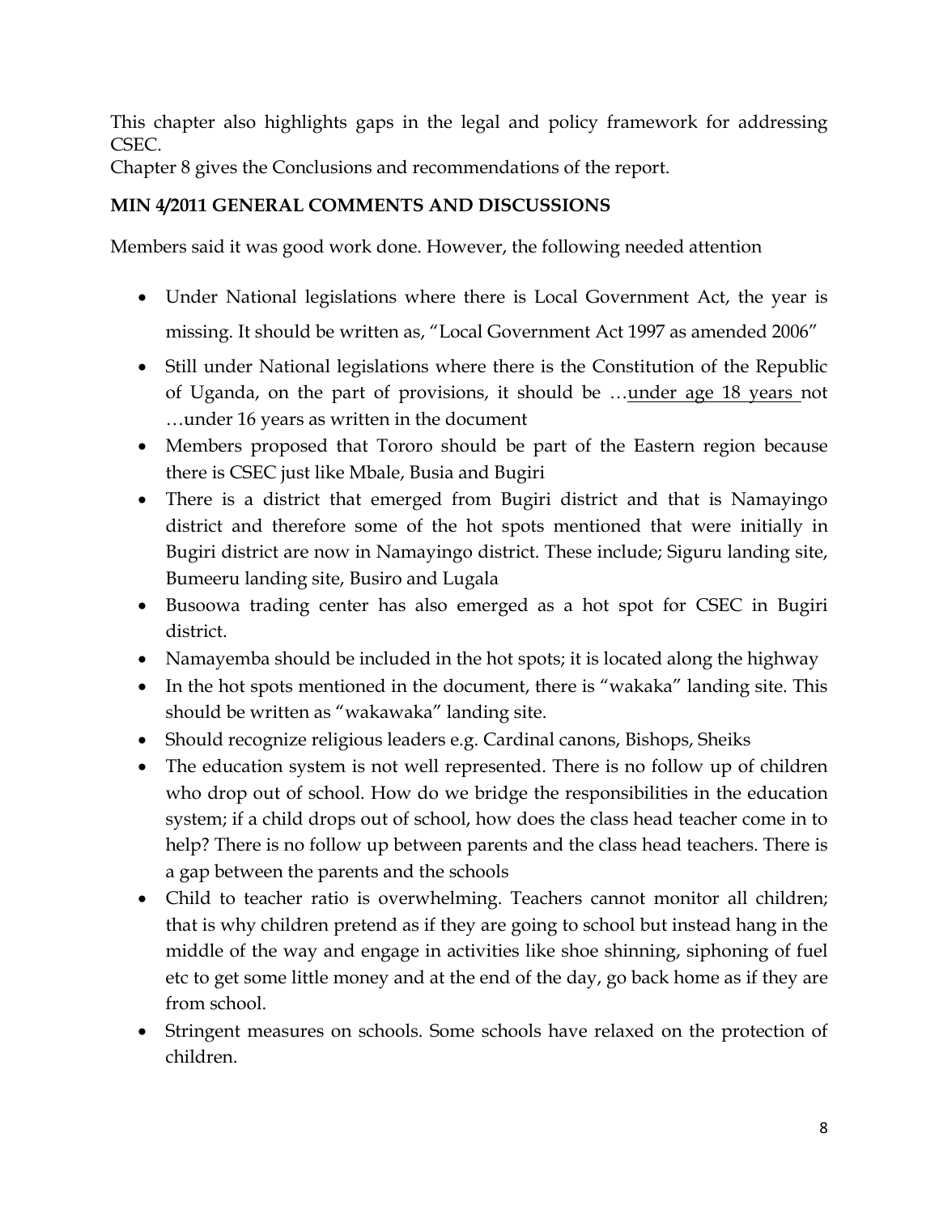This chapter also highlights gaps in the legal and policy framework for addressing CSEC.

Chapter 8 gives the Conclusions and recommendations of the report.

**MIN 4/2011 GENERAL COMMENTS AND DISCUSSIONS**

Members said it was good work done. However, the following needed attention

- Under National legislations where there is Local Government Act, the year is missing. It should be written as, "Local Government Act 1997 as amended 2006"
- Still under National legislations where there is the Constitution of the Republic of Uganda, on the part of provisions, it should be …<u>under age 18 years</u> not …under 16 years as written in the document
- Members proposed that Tororo should be part of the Eastern region because there is CSEC just like Mbale, Busia and Bugiri
- There is a district that emerged from Bugiri district and that is Namayingo district and therefore some of the hot spots mentioned that were initially in Bugiri district are now in Namayingo district. These include; Siguru landing site, Bumeeru landing site, Busiro and Lugala
- Busoowa trading center has also emerged as a hot spot for CSEC in Bugiri district.
- Namayemba should be included in the hot spots; it is located along the highway
- In the hot spots mentioned in the document, there is "wakaka" landing site. This should be written as "wakawaka" landing site.
- Should recognize religious leaders e.g. Cardinal canons, Bishops, Sheiks
- The education system is not well represented. There is no follow up of children who drop out of school. How do we bridge the responsibilities in the education system; if a child drops out of school, how does the class head teacher come in to help? There is no follow up between parents and the class head teachers. There is a gap between the parents and the schools
- Child to teacher ratio is overwhelming. Teachers cannot monitor all children; that is why children pretend as if they are going to school but instead hang in the middle of the way and engage in activities like shoe shinning, siphoning of fuel etc to get some little money and at the end of the day, go back home as if they are from school.
- Stringent measures on schools. Some schools have relaxed on the protection of children.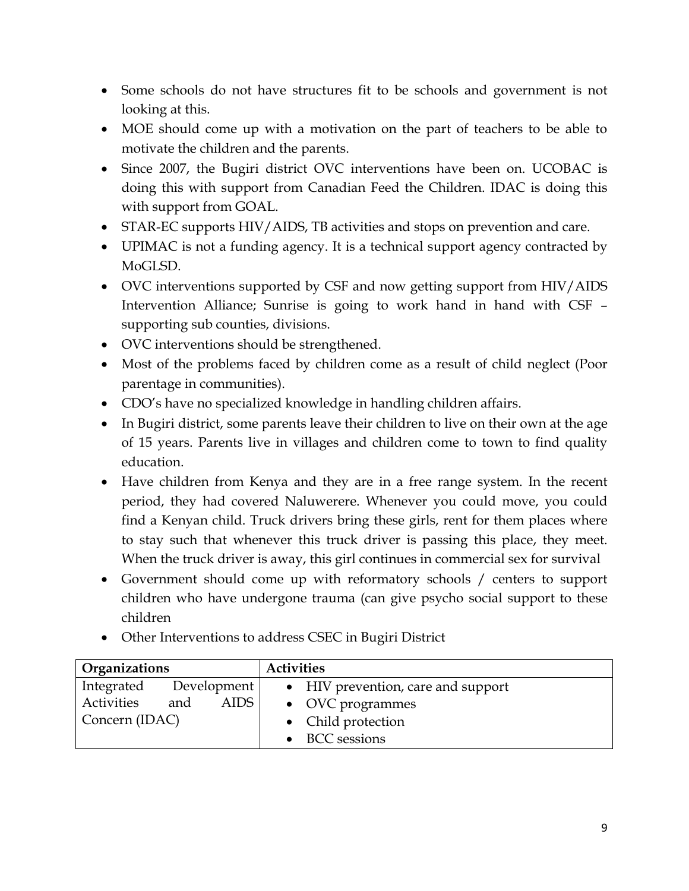- Some schools do not have structures fit to be schools and government is not looking at this.
- MOE should come up with a motivation on the part of teachers to be able to motivate the children and the parents.
- Since 2007, the Bugiri district OVC interventions have been on. UCOBAC is doing this with support from Canadian Feed the Children. IDAC is doing this with support from GOAL.
- STAR-EC supports HIV/AIDS, TB activities and stops on prevention and care.
- UPIMAC is not a funding agency. It is a technical support agency contracted by MoGLSD.
- OVC interventions supported by CSF and now getting support from HIV/AIDS Intervention Alliance; Sunrise is going to work hand in hand with CSF – supporting sub counties, divisions.
- OVC interventions should be strengthened.
- Most of the problems faced by children come as a result of child neglect (Poor parentage in communities).
- CDO's have no specialized knowledge in handling children affairs.
- In Bugiri district, some parents leave their children to live on their own at the age of 15 years. Parents live in villages and children come to town to find quality education.
- Have children from Kenya and they are in a free range system. In the recent period, they had covered Naluwerere. Whenever you could move, you could find a Kenyan child. Truck drivers bring these girls, rent for them places where to stay such that whenever this truck driver is passing this place, they meet. When the truck driver is away, this girl continues in commercial sex for survival
- Government should come up with reformatory schools / centers to support children who have undergone trauma (can give psycho social support to these children
- Other Interventions to address CSEC in Bugiri District

| Organizations | Activities |
| --- | --- |
| Integrated Development Activities and AIDS Concern (IDAC) | • HIV prevention, care and support<br>• OVC programmes<br>• Child protection<br>• BCC sessions |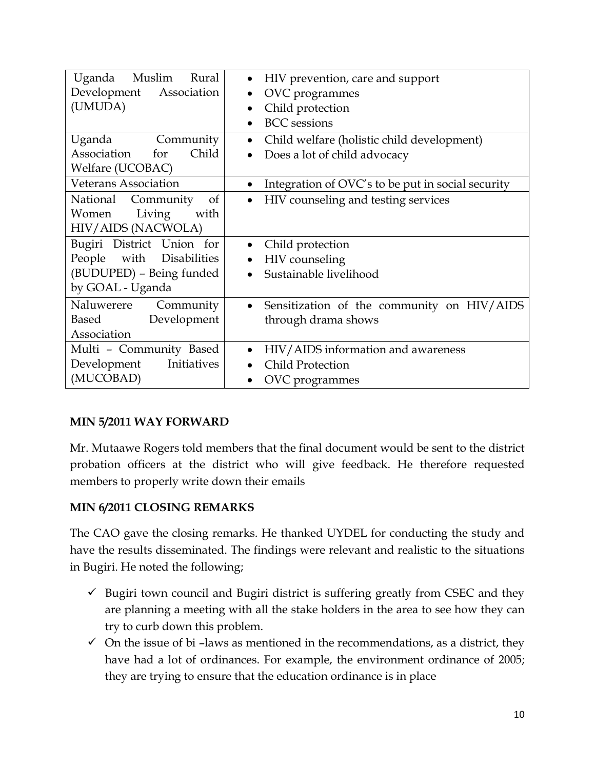| | |
|---|---|
| Uganda Muslim Rural Development Association (UMUDA) | • HIV prevention, care and support<br>• OVC programmes<br>• Child protection<br>• BCC sessions |
| Uganda Community Association for Child Welfare (UCOBAC) | • Child welfare (holistic child development)<br>• Does a lot of child advocacy |
| Veterans Association | • Integration of OVC's to be put in social security |
| National Community of Women Living with HIV/AIDS (NACWOLA) | • HIV counseling and testing services |
| Bugiri District Union for People with Disabilities (BUDUPED) – Being funded by GOAL - Uganda | • Child protection<br>• HIV counseling<br>• Sustainable livelihood |
| Naluwerere Community Based Development Association | • Sensitization of the community on HIV/AIDS through drama shows |
| Multi – Community Based Development Initiatives (MUCOBAD) | • HIV/AIDS information and awareness<br>• Child Protection<br>• OVC programmes |

**MIN 5/2011 WAY FORWARD**

Mr. Mutaawe Rogers told members that the final document would be sent to the district probation officers at the district who will give feedback. He therefore requested members to properly write down their emails

**MIN 6/2011 CLOSING REMARKS**

The CAO gave the closing remarks. He thanked UYDEL for conducting the study and have the results disseminated. The findings were relevant and realistic to the situations in Bugiri. He noted the following;

- ✓ Bugiri town council and Bugiri district is suffering greatly from CSEC and they are planning a meeting with all the stake holders in the area to see how they can try to curb down this problem.
- ✓ On the issue of bi –laws as mentioned in the recommendations, as a district, they have had a lot of ordinances. For example, the environment ordinance of 2005; they are trying to ensure that the education ordinance is in place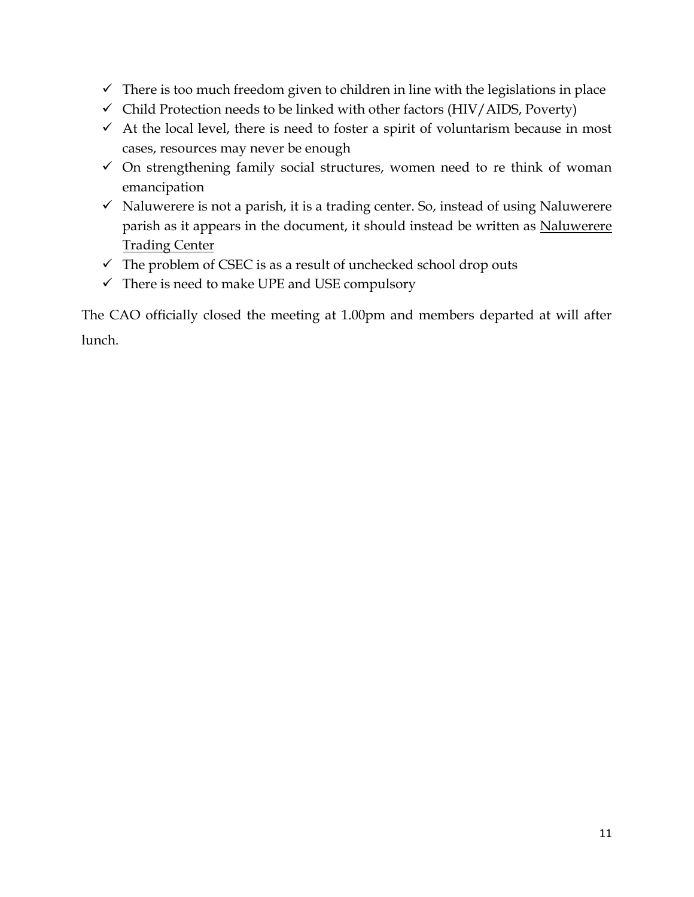- ✓ There is too much freedom given to children in line with the legislations in place
- ✓ Child Protection needs to be linked with other factors (HIV/AIDS, Poverty)
- ✓ At the local level, there is need to foster a spirit of voluntarism because in most cases, resources may never be enough
- ✓ On strengthening family social structures, women need to re think of woman emancipation
- ✓ Naluwerere is not a parish, it is a trading center. So, instead of using Naluwerere parish as it appears in the document, it should instead be written as <u>Naluwerere Trading Center</u>
- ✓ The problem of CSEC is as a result of unchecked school drop outs
- ✓ There is need to make UPE and USE compulsory

The CAO officially closed the meeting at 1.00pm and members departed at will after lunch.